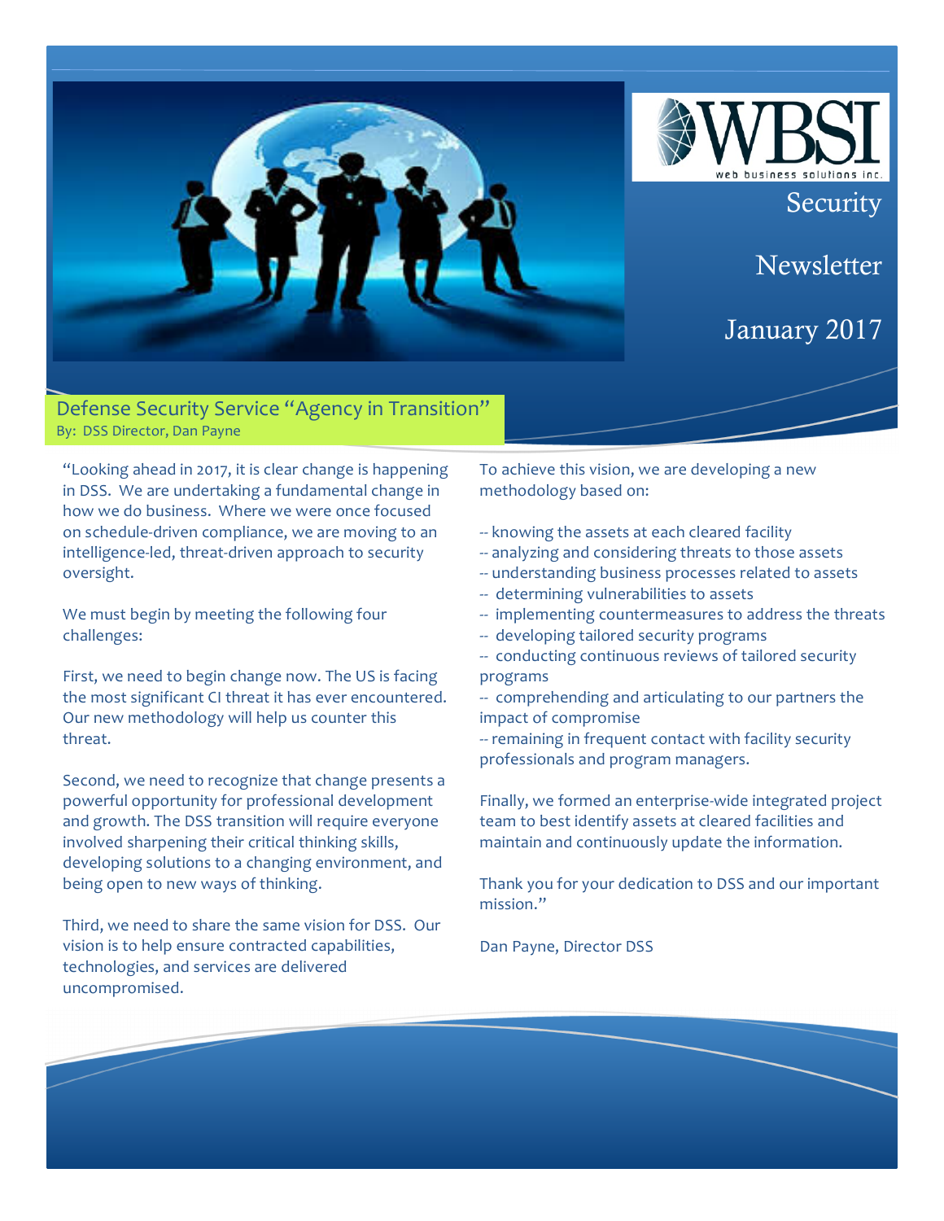WBSI

web business solutions inc.

# Security Newsletter

# January 2017

## Defense Security Service "Agency in Transition"

By: DSS Director, Dan Payne

"Looking ahead in 2017, it is clear change is happening in DSS. We are undertaking a fundamental change in how we do business. Where we were once focused on schedule-driven compliance, we are moving to an intelligence-led, threat-driven approach to security oversight.

We must begin by meeting the following four challenges:

First, we need to begin change now. The US is facing the most significant CI threat it has ever encountered. Our new methodology will help us counter this threat.

Second, we need to recognize that change presents a powerful opportunity for professional development and growth. The DSS transition will require everyone involved sharpening their critical thinking skills, developing solutions to a changing environment, and being open to new ways of thinking.

Third, we need to share the same vision for DSS. Our vision is to help ensure contracted capabilities, technologies, and services are delivered uncompromised.

To achieve this vision, we are developing a new methodology based on:

-- knowing the assets at each cleared facility
-- analyzing and considering threats to those assets
-- understanding business processes related to assets
-- determining vulnerabilities to assets
-- implementing countermeasures to address the threats
-- developing tailored security programs
-- conducting continuous reviews of tailored security programs
-- comprehending and articulating to our partners the impact of compromise
-- remaining in frequent contact with facility security professionals and program managers.

Finally, we formed an enterprise-wide integrated project team to best identify assets at cleared facilities and maintain and continuously update the information.

Thank you for your dedication to DSS and our important mission."

Dan Payne, Director DSS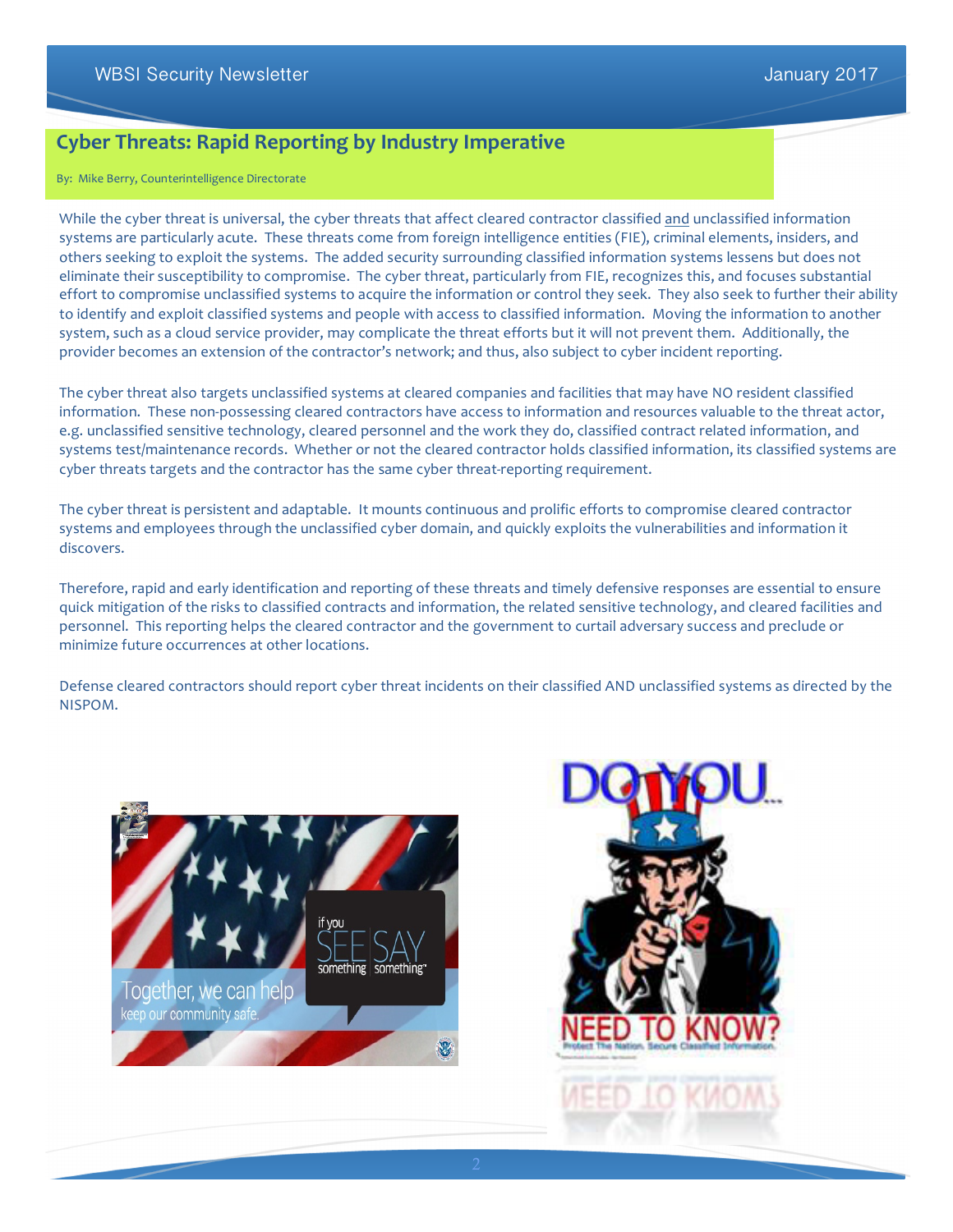# Cyber Threats: Rapid Reporting by Industry Imperative

By: Mike Berry, Counterintelligence Directorate

While the cyber threat is universal, the cyber threats that affect cleared contractor classified and unclassified information systems are particularly acute. These threats come from foreign intelligence entities (FIE), criminal elements, insiders, and others seeking to exploit the systems. The added security surrounding classified information systems lessens but does not eliminate their susceptibility to compromise. The cyber threat, particularly from FIE, recognizes this, and focuses substantial effort to compromise unclassified systems to acquire the information or control they seek. They also seek to further their ability to identify and exploit classified systems and people with access to classified information. Moving the information to another system, such as a cloud service provider, may complicate the threat efforts but it will not prevent them. Additionally, the provider becomes an extension of the contractor's network; and thus, also subject to cyber incident reporting.

The cyber threat also targets unclassified systems at cleared companies and facilities that may have NO resident classified information. These non-possessing cleared contractors have access to information and resources valuable to the threat actor, e.g. unclassified sensitive technology, cleared personnel and the work they do, classified contract related information, and systems test/maintenance records. Whether or not the cleared contractor holds classified information, its classified systems are cyber threats targets and the contractor has the same cyber threat-reporting requirement.

The cyber threat is persistent and adaptable. It mounts continuous and prolific efforts to compromise cleared contractor systems and employees through the unclassified cyber domain, and quickly exploits the vulnerabilities and information it discovers.

Therefore, rapid and early identification and reporting of these threats and timely defensive responses are essential to ensure quick mitigation of the risks to classified contracts and information, the related sensitive technology, and cleared facilities and personnel. This reporting helps the cleared contractor and the government to curtail adversary success and preclude or minimize future occurrences at other locations.

Defense cleared contractors should report cyber threat incidents on their classified AND unclassified systems as directed by the NISPOM.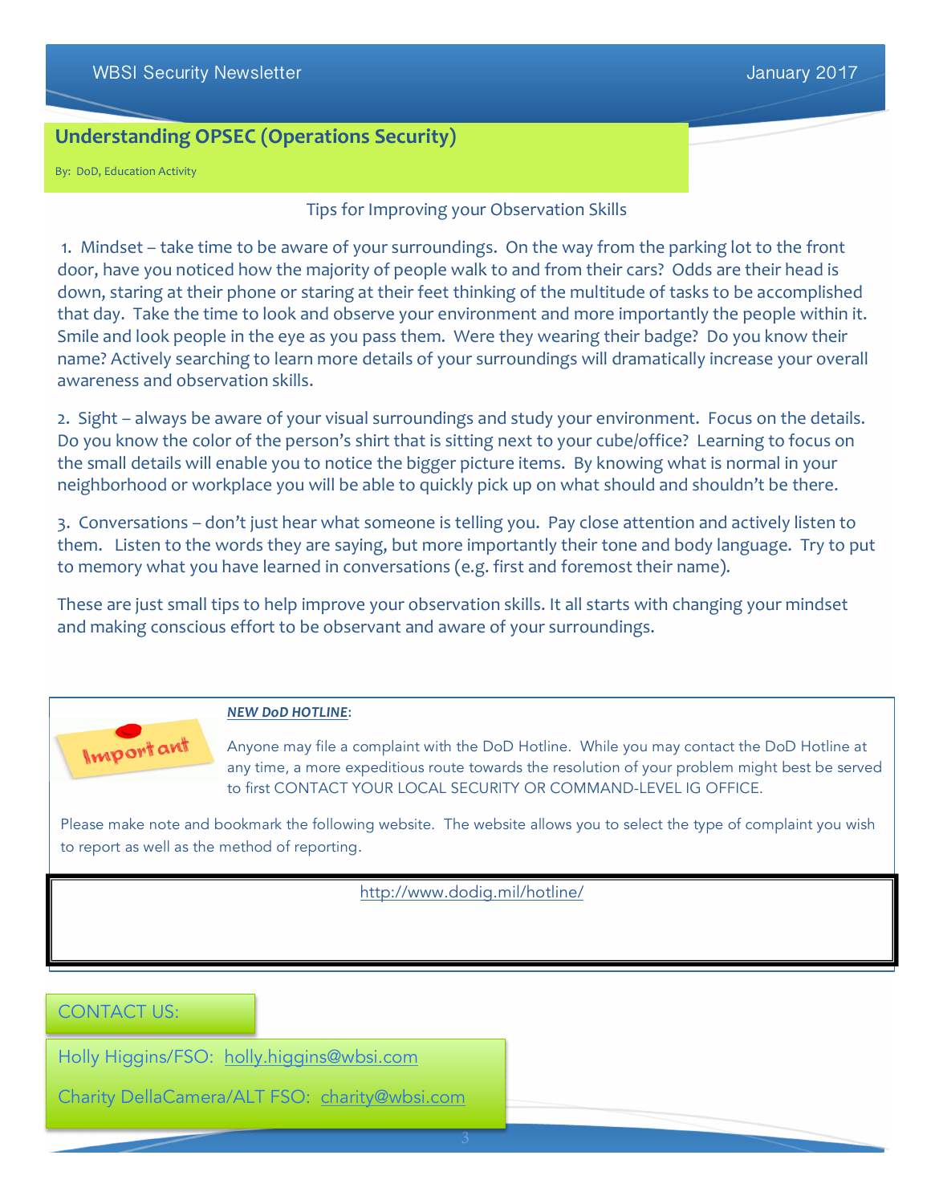## Understanding OPSEC (Operations Security)

By: DoD, Education Activity

Tips for Improving your Observation Skills

1. Mindset – take time to be aware of your surroundings. On the way from the parking lot to the front door, have you noticed how the majority of people walk to and from their cars? Odds are their head is down, staring at their phone or staring at their feet thinking of the multitude of tasks to be accomplished that day. Take the time to look and observe your environment and more importantly the people within it. Smile and look people in the eye as you pass them. Were they wearing their badge? Do you know their name? Actively searching to learn more details of your surroundings will dramatically increase your overall awareness and observation skills.

2. Sight – always be aware of your visual surroundings and study your environment. Focus on the details. Do you know the color of the person's shirt that is sitting next to your cube/office? Learning to focus on the small details will enable you to notice the bigger picture items. By knowing what is normal in your neighborhood or workplace you will be able to quickly pick up on what should and shouldn't be there.

3. Conversations – don't just hear what someone is telling you. Pay close attention and actively listen to them. Listen to the words they are saying, but more importantly their tone and body language. Try to put to memory what you have learned in conversations (e.g. first and foremost their name).

These are just small tips to help improve your observation skills. It all starts with changing your mindset and making conscious effort to be observant and aware of your surroundings.

Important

***NEW DoD HOTLINE***:

Anyone may file a complaint with the DoD Hotline. While you may contact the DoD Hotline at any time, a more expeditious route towards the resolution of your problem might best be served to first CONTACT YOUR LOCAL SECURITY OR COMMAND-LEVEL IG OFFICE.

Please make note and bookmark the following website. The website allows you to select the type of complaint you wish to report as well as the method of reporting.

http://www.dodig.mil/hotline/

CONTACT US:

Holly Higgins/FSO: holly.higgins@wbsi.com

Charity DellaCamera/ALT FSO: charity@wbsi.com